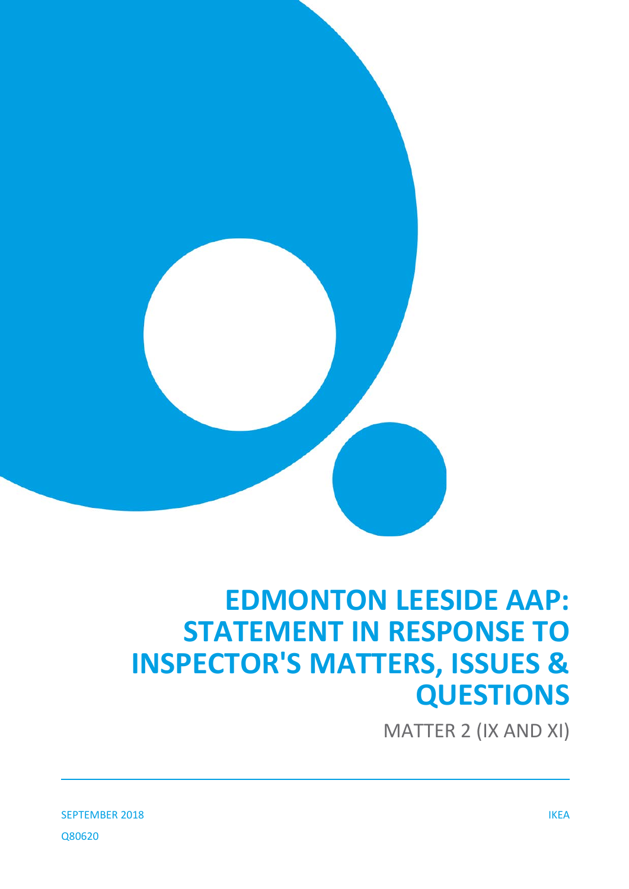# EDMONTON LEESIDE AAP: STATEMENT IN RESPONSE TO INSPECTOR'S MATTERS, ISSUES & QUESTIONS

MATTER 2 (IX AND XI)

SEPTEMBER 2018

IKEA

Q80620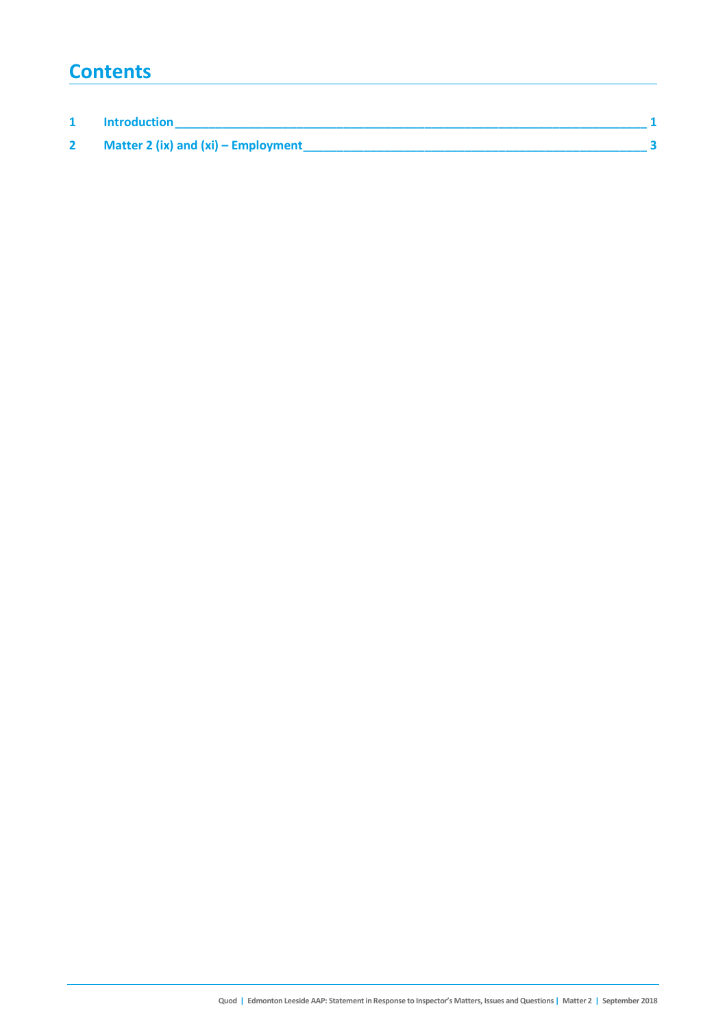# Contents

| | | |
|---|---|---|
| 1 | Introduction | 1 |
| 2 | Matter 2 (ix) and (xi) – Employment | 3 |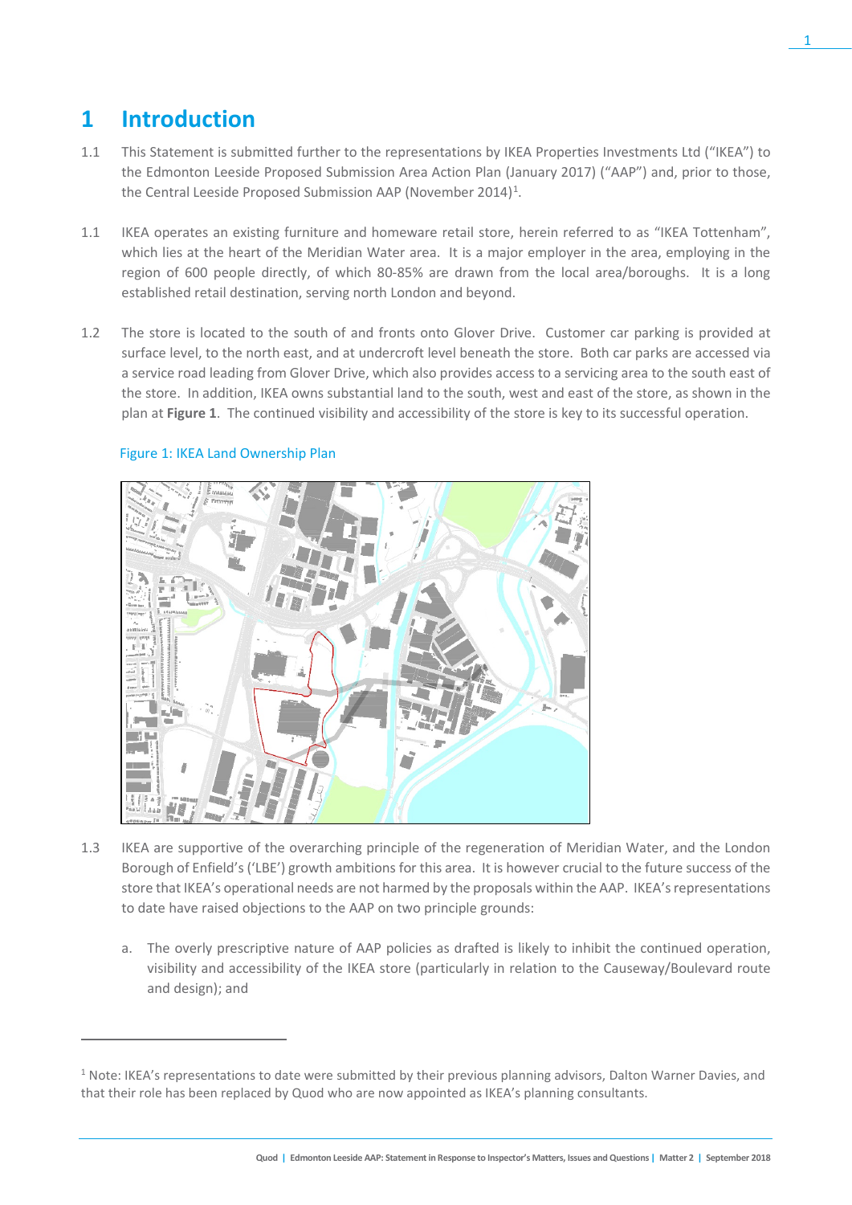# 1 Introduction

1.1 This Statement is submitted further to the representations by IKEA Properties Investments Ltd ("IKEA") to the Edmonton Leeside Proposed Submission Area Action Plan (January 2017) ("AAP") and, prior to those, the Central Leeside Proposed Submission AAP (November 2014)[1].

1.1 IKEA operates an existing furniture and homeware retail store, herein referred to as "IKEA Tottenham", which lies at the heart of the Meridian Water area. It is a major employer in the area, employing in the region of 600 people directly, of which 80-85% are drawn from the local area/boroughs. It is a long established retail destination, serving north London and beyond.

1.2 The store is located to the south of and fronts onto Glover Drive. Customer car parking is provided at surface level, to the north east, and at undercroft level beneath the store. Both car parks are accessed via a service road leading from Glover Drive, which also provides access to a servicing area to the south east of the store. In addition, IKEA owns substantial land to the south, west and east of the store, as shown in the plan at **Figure 1**. The continued visibility and accessibility of the store is key to its successful operation.

Figure 1: IKEA Land Ownership Plan

1.3 IKEA are supportive of the overarching principle of the regeneration of Meridian Water, and the London Borough of Enfield's ('LBE') growth ambitions for this area. It is however crucial to the future success of the store that IKEA's operational needs are not harmed by the proposals within the AAP. IKEA's representations to date have raised objections to the AAP on two principle grounds:

a. The overly prescriptive nature of AAP policies as drafted is likely to inhibit the continued operation, visibility and accessibility of the IKEA store (particularly in relation to the Causeway/Boulevard route and design); and

[1] Note: IKEA's representations to date were submitted by their previous planning advisors, Dalton Warner Davies, and that their role has been replaced by Quod who are now appointed as IKEA's planning consultants.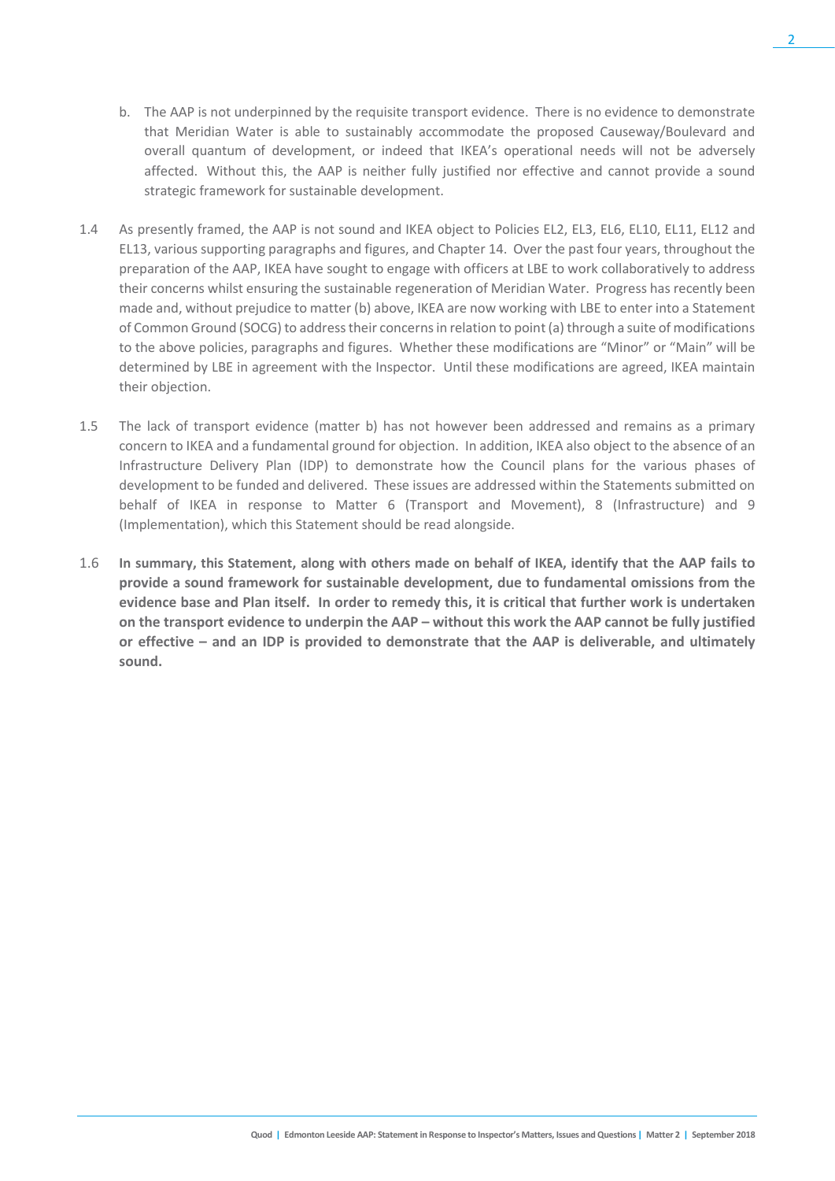b. The AAP is not underpinned by the requisite transport evidence. There is no evidence to demonstrate that Meridian Water is able to sustainably accommodate the proposed Causeway/Boulevard and overall quantum of development, or indeed that IKEA's operational needs will not be adversely affected. Without this, the AAP is neither fully justified nor effective and cannot provide a sound strategic framework for sustainable development.

1.4 As presently framed, the AAP is not sound and IKEA object to Policies EL2, EL3, EL6, EL10, EL11, EL12 and EL13, various supporting paragraphs and figures, and Chapter 14. Over the past four years, throughout the preparation of the AAP, IKEA have sought to engage with officers at LBE to work collaboratively to address their concerns whilst ensuring the sustainable regeneration of Meridian Water. Progress has recently been made and, without prejudice to matter (b) above, IKEA are now working with LBE to enter into a Statement of Common Ground (SOCG) to address their concerns in relation to point (a) through a suite of modifications to the above policies, paragraphs and figures. Whether these modifications are "Minor" or "Main" will be determined by LBE in agreement with the Inspector. Until these modifications are agreed, IKEA maintain their objection.

1.5 The lack of transport evidence (matter b) has not however been addressed and remains as a primary concern to IKEA and a fundamental ground for objection. In addition, IKEA also object to the absence of an Infrastructure Delivery Plan (IDP) to demonstrate how the Council plans for the various phases of development to be funded and delivered. These issues are addressed within the Statements submitted on behalf of IKEA in response to Matter 6 (Transport and Movement), 8 (Infrastructure) and 9 (Implementation), which this Statement should be read alongside.

1.6 **In summary, this Statement, along with others made on behalf of IKEA, identify that the AAP fails to provide a sound framework for sustainable development, due to fundamental omissions from the evidence base and Plan itself. In order to remedy this, it is critical that further work is undertaken on the transport evidence to underpin the AAP – without this work the AAP cannot be fully justified or effective – and an IDP is provided to demonstrate that the AAP is deliverable, and ultimately sound.**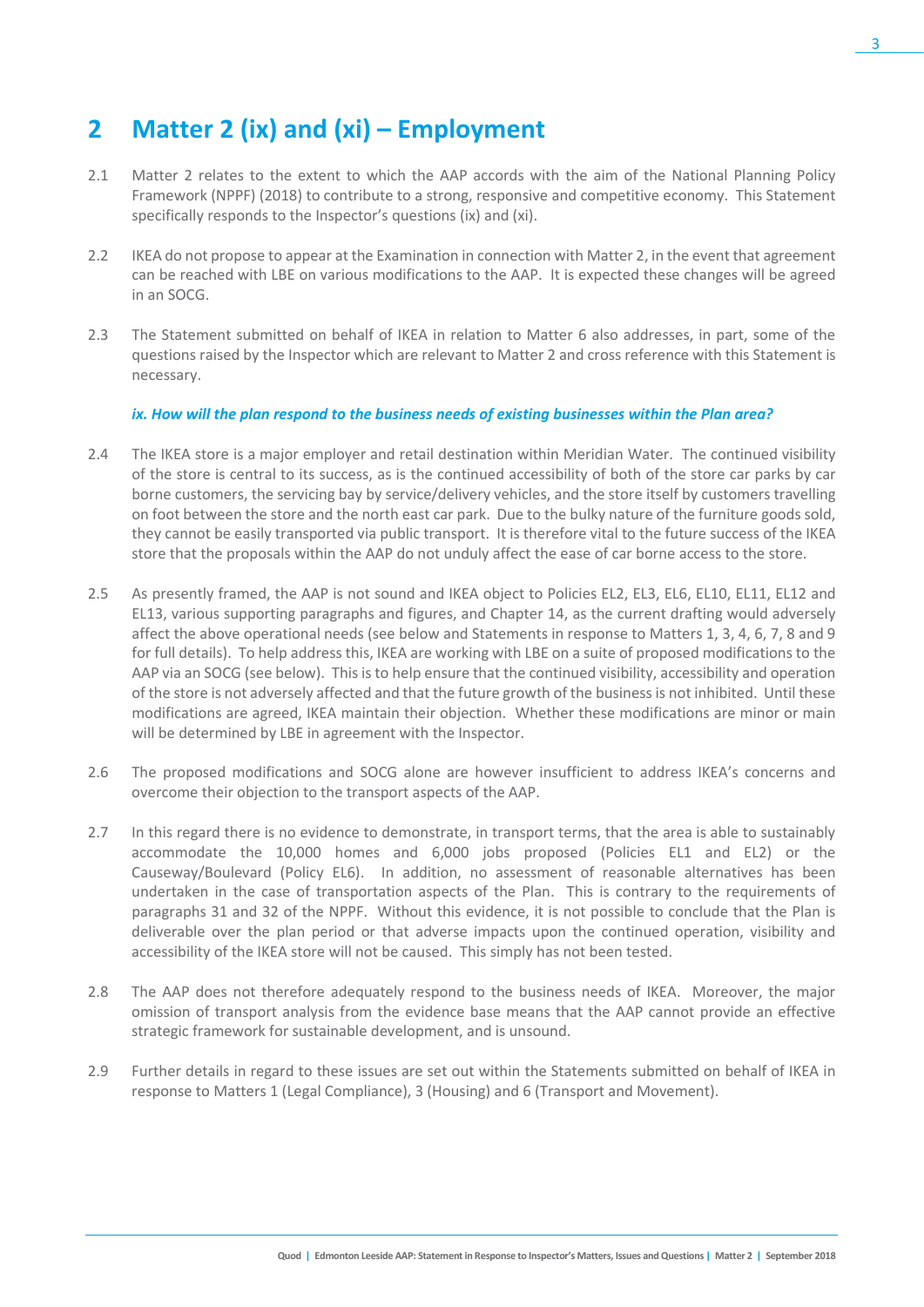# 2 Matter 2 (ix) and (xi) – Employment

2.1 Matter 2 relates to the extent to which the AAP accords with the aim of the National Planning Policy Framework (NPPF) (2018) to contribute to a strong, responsive and competitive economy. This Statement specifically responds to the Inspector's questions (ix) and (xi).

2.2 IKEA do not propose to appear at the Examination in connection with Matter 2, in the event that agreement can be reached with LBE on various modifications to the AAP. It is expected these changes will be agreed in an SOCG.

2.3 The Statement submitted on behalf of IKEA in relation to Matter 6 also addresses, in part, some of the questions raised by the Inspector which are relevant to Matter 2 and cross reference with this Statement is necessary.

***ix. How will the plan respond to the business needs of existing businesses within the Plan area?***

2.4 The IKEA store is a major employer and retail destination within Meridian Water. The continued visibility of the store is central to its success, as is the continued accessibility of both of the store car parks by car borne customers, the servicing bay by service/delivery vehicles, and the store itself by customers travelling on foot between the store and the north east car park. Due to the bulky nature of the furniture goods sold, they cannot be easily transported via public transport. It is therefore vital to the future success of the IKEA store that the proposals within the AAP do not unduly affect the ease of car borne access to the store.

2.5 As presently framed, the AAP is not sound and IKEA object to Policies EL2, EL3, EL6, EL10, EL11, EL12 and EL13, various supporting paragraphs and figures, and Chapter 14, as the current drafting would adversely affect the above operational needs (see below and Statements in response to Matters 1, 3, 4, 6, 7, 8 and 9 for full details). To help address this, IKEA are working with LBE on a suite of proposed modifications to the AAP via an SOCG (see below). This is to help ensure that the continued visibility, accessibility and operation of the store is not adversely affected and that the future growth of the business is not inhibited. Until these modifications are agreed, IKEA maintain their objection. Whether these modifications are minor or main will be determined by LBE in agreement with the Inspector.

2.6 The proposed modifications and SOCG alone are however insufficient to address IKEA's concerns and overcome their objection to the transport aspects of the AAP.

2.7 In this regard there is no evidence to demonstrate, in transport terms, that the area is able to sustainably accommodate the 10,000 homes and 6,000 jobs proposed (Policies EL1 and EL2) or the Causeway/Boulevard (Policy EL6). In addition, no assessment of reasonable alternatives has been undertaken in the case of transportation aspects of the Plan. This is contrary to the requirements of paragraphs 31 and 32 of the NPPF. Without this evidence, it is not possible to conclude that the Plan is deliverable over the plan period or that adverse impacts upon the continued operation, visibility and accessibility of the IKEA store will not be caused. This simply has not been tested.

2.8 The AAP does not therefore adequately respond to the business needs of IKEA. Moreover, the major omission of transport analysis from the evidence base means that the AAP cannot provide an effective strategic framework for sustainable development, and is unsound.

2.9 Further details in regard to these issues are set out within the Statements submitted on behalf of IKEA in response to Matters 1 (Legal Compliance), 3 (Housing) and 6 (Transport and Movement).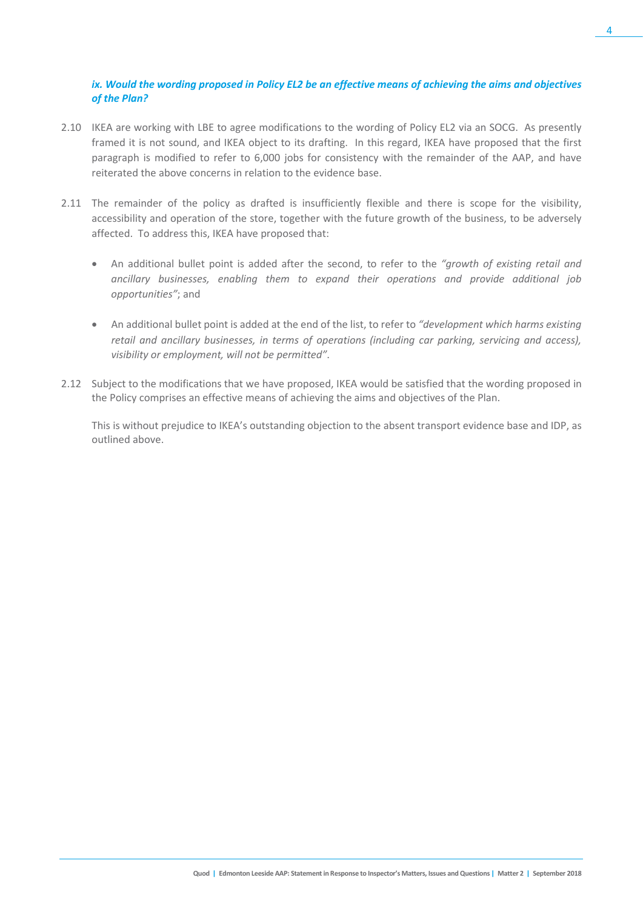***ix. Would the wording proposed in Policy EL2 be an effective means of achieving the aims and objectives of the Plan?***

2.10 IKEA are working with LBE to agree modifications to the wording of Policy EL2 via an SOCG. As presently framed it is not sound, and IKEA object to its drafting. In this regard, IKEA have proposed that the first paragraph is modified to refer to 6,000 jobs for consistency with the remainder of the AAP, and have reiterated the above concerns in relation to the evidence base.

2.11 The remainder of the policy as drafted is insufficiently flexible and there is scope for the visibility, accessibility and operation of the store, together with the future growth of the business, to be adversely affected. To address this, IKEA have proposed that:

- An additional bullet point is added after the second, to refer to the *"growth of existing retail and ancillary businesses, enabling them to expand their operations and provide additional job opportunities"*; and
- An additional bullet point is added at the end of the list, to refer to *"development which harms existing retail and ancillary businesses, in terms of operations (including car parking, servicing and access), visibility or employment, will not be permitted"*.

2.12 Subject to the modifications that we have proposed, IKEA would be satisfied that the wording proposed in the Policy comprises an effective means of achieving the aims and objectives of the Plan.

This is without prejudice to IKEA's outstanding objection to the absent transport evidence base and IDP, as outlined above.